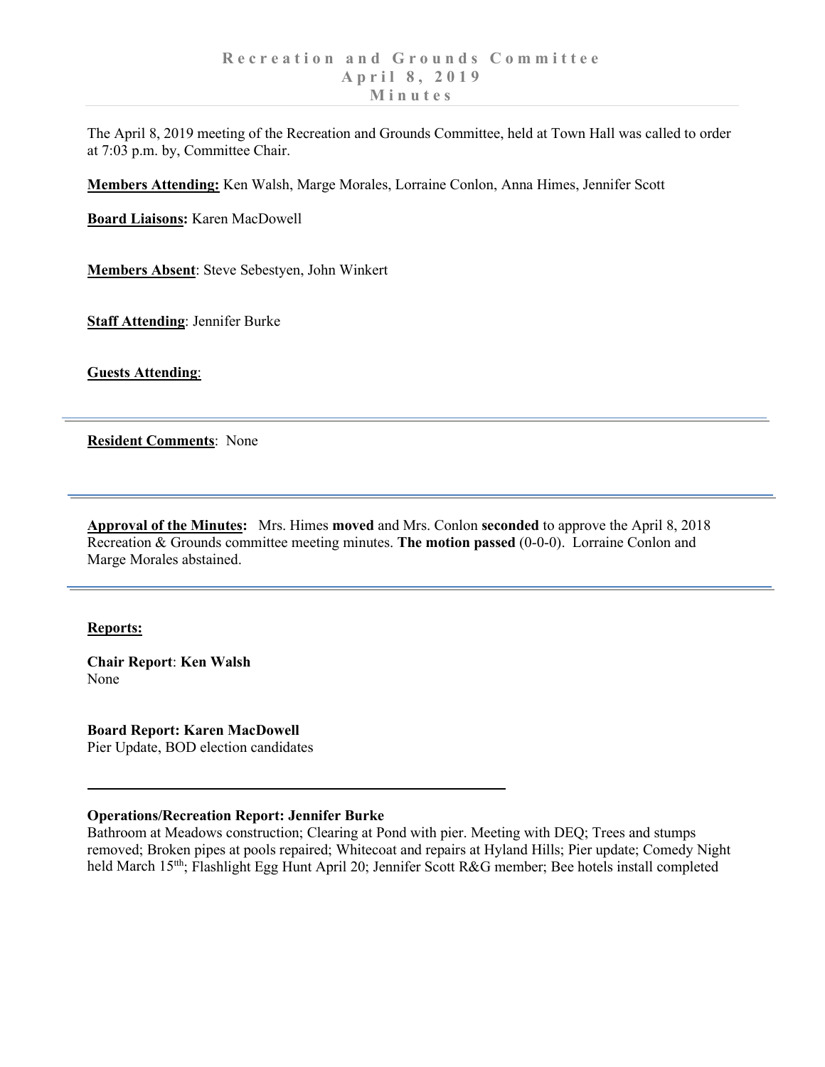# Recreation and Grounds Committee
## April 8, 2019
## Minutes

The April 8, 2019 meeting of the Recreation and Grounds Committee, held at Town Hall was called to order at 7:03 p.m. by, Committee Chair.

**Members Attending:** Ken Walsh, Marge Morales, Lorraine Conlon, Anna Himes, Jennifer Scott

**Board Liaisons:** Karen MacDowell

**Members Absent**: Steve Sebestyen, John Winkert

**Staff Attending**: Jennifer Burke

**Guests Attending**:

---

**Resident Comments**: None

---

**Approval of the Minutes:** Mrs. Himes **moved** and Mrs. Conlon **seconded** to approve the April 8, 2018 Recreation & Grounds committee meeting minutes. **The motion passed** (0-0-0). Lorraine Conlon and Marge Morales abstained.

---

**Reports:**

**Chair Report**: **Ken Walsh**
None

**Board Report: Karen MacDowell**
Pier Update, BOD election candidates

---

**Operations/Recreation Report: Jennifer Burke**
Bathroom at Meadows construction; Clearing at Pond with pier. Meeting with DEQ; Trees and stumps removed; Broken pipes at pools repaired; Whitecoat and repairs at Hyland Hills; Pier update; Comedy Night held March 15th; Flashlight Egg Hunt April 20; Jennifer Scott R&G member; Bee hotels install completed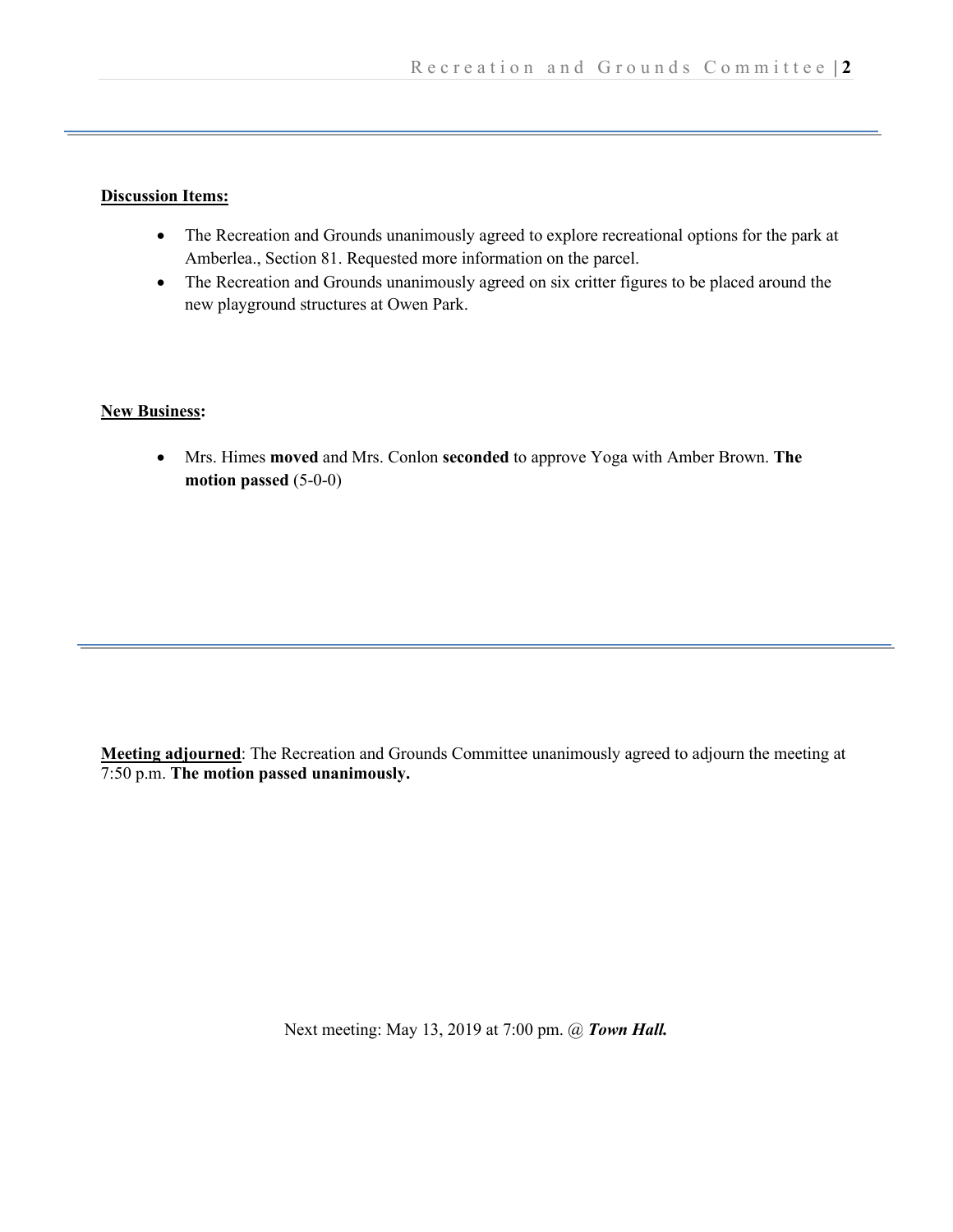**Discussion Items:**

- The Recreation and Grounds unanimously agreed to explore recreational options for the park at Amberlea., Section 81. Requested more information on the parcel.
- The Recreation and Grounds unanimously agreed on six critter figures to be placed around the new playground structures at Owen Park.

**New Business:**

- Mrs. Himes **moved** and Mrs. Conlon **seconded** to approve Yoga with Amber Brown. **The motion passed** (5-0-0)

---

**Meeting adjourned**: The Recreation and Grounds Committee unanimously agreed to adjourn the meeting at 7:50 p.m. **The motion passed unanimously.**

Next meeting: May 13, 2019 at 7:00 pm. @ ***Town Hall.***